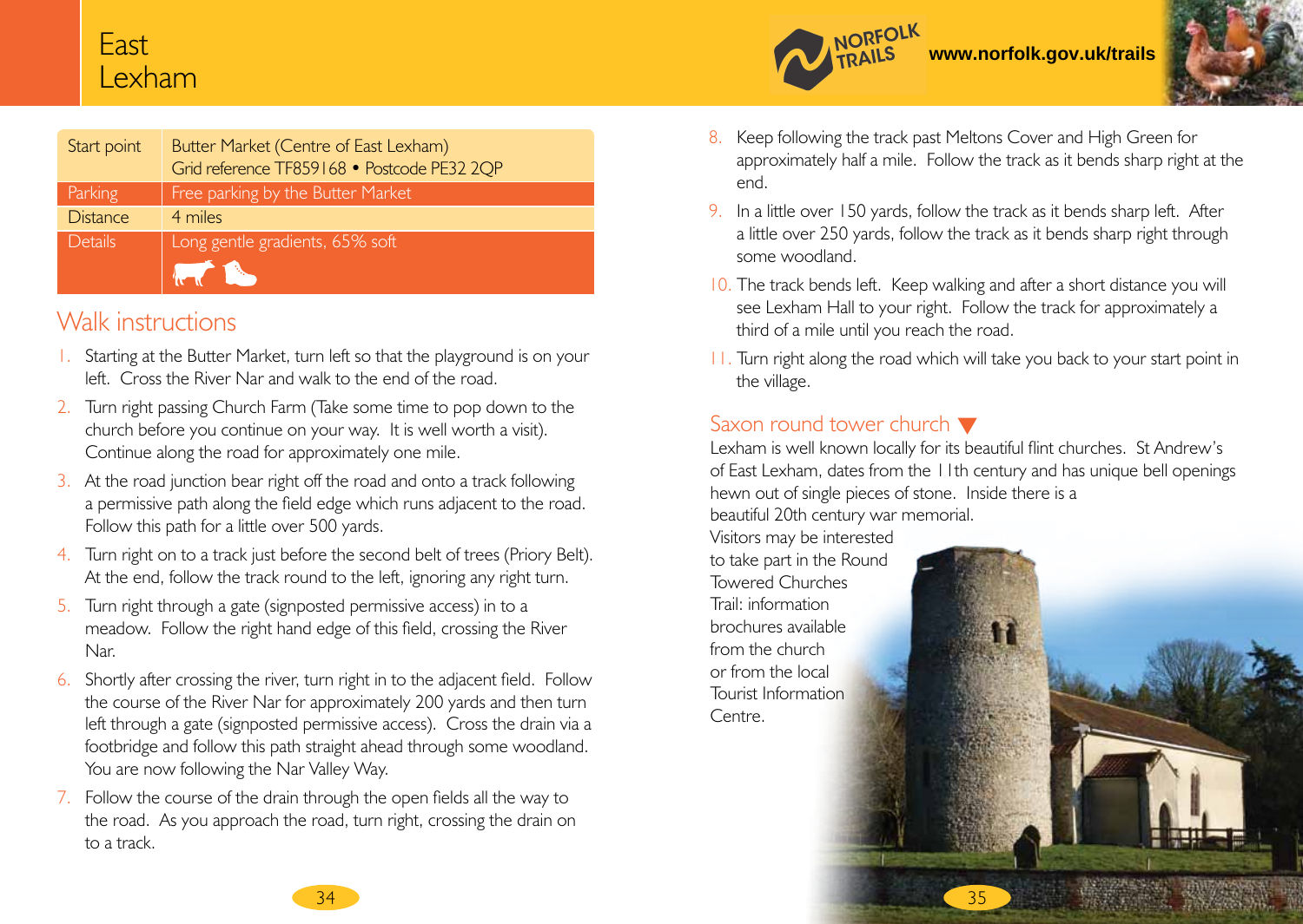# East Lexham

www.norfolk.gov.uk/trails

| Start point | Butter Market (Centre of East Lexham) Grid reference TF859168 • Postcode PE32 2QP |
|---|---|
| Parking | Free parking by the Butter Market |
| Distance | 4 miles |
| Details | Long gentle gradients, 65% soft |

## Walk instructions

1. Starting at the Butter Market, turn left so that the playground is on your left. Cross the River Nar and walk to the end of the road.
2. Turn right passing Church Farm (Take some time to pop down to the church before you continue on your way. It is well worth a visit). Continue along the road for approximately one mile.
3. At the road junction bear right off the road and onto a track following a permissive path along the field edge which runs adjacent to the road. Follow this path for a little over 500 yards.
4. Turn right on to a track just before the second belt of trees (Priory Belt). At the end, follow the track round to the left, ignoring any right turn.
5. Turn right through a gate (signposted permissive access) in to a meadow. Follow the right hand edge of this field, crossing the River Nar.
6. Shortly after crossing the river, turn right in to the adjacent field. Follow the course of the River Nar for approximately 200 yards and then turn left through a gate (signposted permissive access). Cross the drain via a footbridge and follow this path straight ahead through some woodland. You are now following the Nar Valley Way.
7. Follow the course of the drain through the open fields all the way to the road. As you approach the road, turn right, crossing the drain on to a track.
8. Keep following the track past Meltons Cover and High Green for approximately half a mile. Follow the track as it bends sharp right at the end.
9. In a little over 150 yards, follow the track as it bends sharp left. After a little over 250 yards, follow the track as it bends sharp right through some woodland.
10. The track bends left. Keep walking and after a short distance you will see Lexham Hall to your right. Follow the track for approximately a third of a mile until you reach the road.
11. Turn right along the road which will take you back to your start point in the village.

## Saxon round tower church ▼

Lexham is well known locally for its beautiful flint churches. St Andrew's of East Lexham, dates from the 11th century and has unique bell openings hewn out of single pieces of stone. Inside there is a beautiful 20th century war memorial.

Visitors may be interested to take part in the Round Towered Churches Trail: information brochures available from the church or from the local Tourist Information Centre.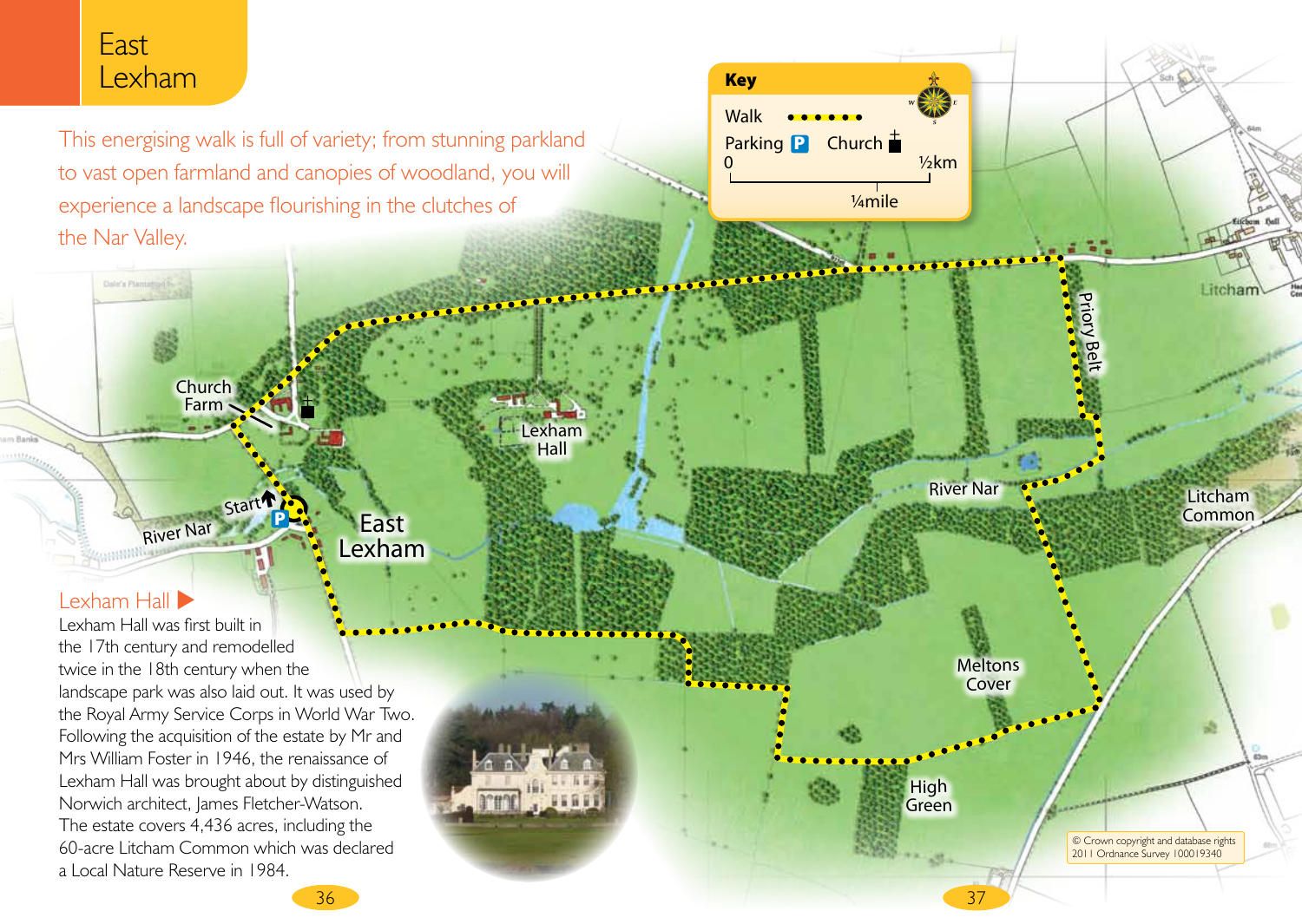# East Lexham

This energising walk is full of variety; from stunning parkland to vast open farmland and canopies of woodland, you will experience a landscape flourishing in the clutches of the Nar Valley.

**Key**

Walk

Parking P Church

0 ½km

¼mile

Church Farm

Start

River Nar

East Lexham

Lexham Hall

River Nar

Priory Belt

Litcham

Litcham Common

Meltons Cover

High Green

© Crown copyright and database rights 2011 Ordnance Survey 100019340

## Lexham Hall

Lexham Hall was first built in the 17th century and remodelled twice in the 18th century when the landscape park was also laid out. It was used by the Royal Army Service Corps in World War Two. Following the acquisition of the estate by Mr and Mrs William Foster in 1946, the renaissance of Lexham Hall was brought about by distinguished Norwich architect, James Fletcher-Watson. The estate covers 4,436 acres, including the 60-acre Litcham Common which was declared a Local Nature Reserve in 1984.